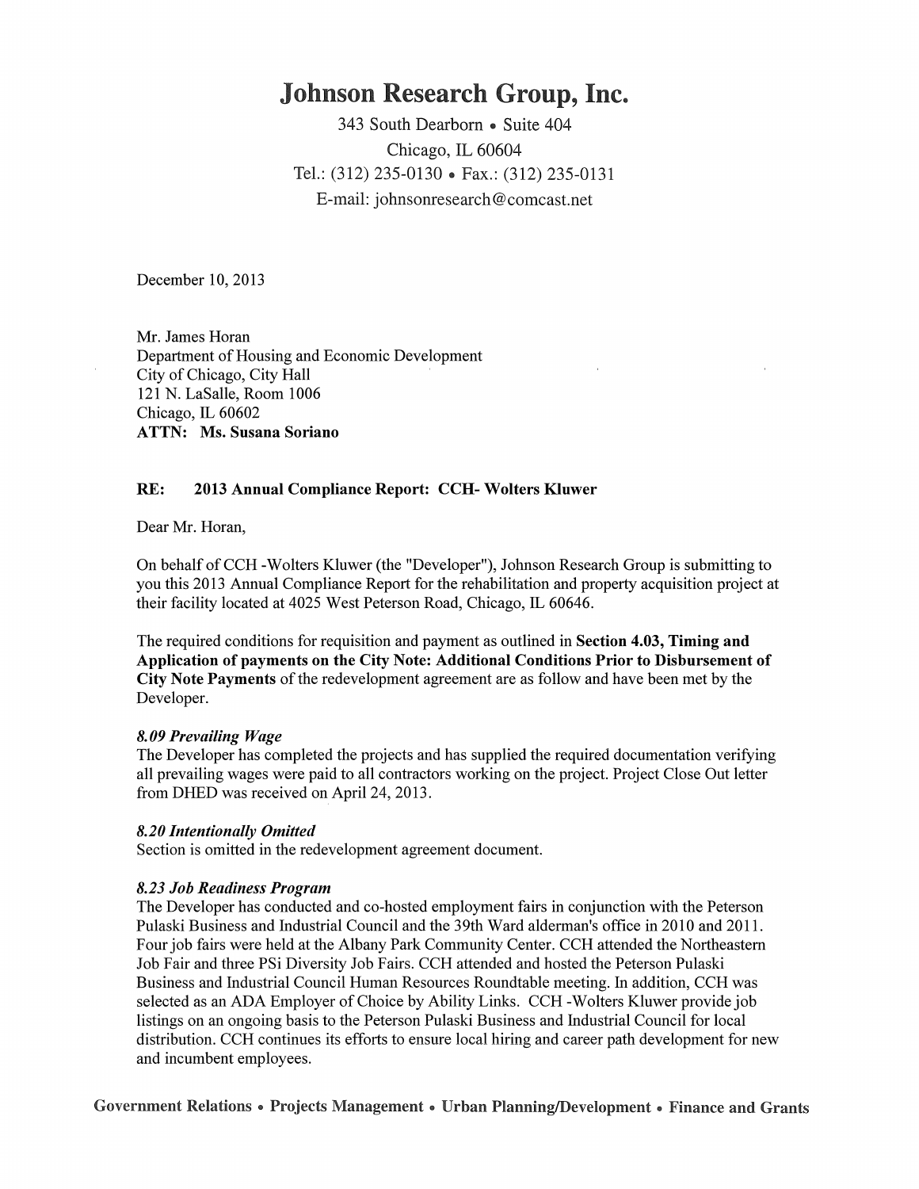# Johnson Research Group, Inc.

343 South Dearborn • Suite 404
Chicago, IL 60604
Tel.: (312) 235-0130 • Fax.: (312) 235-0131
E-mail: johnsonresearch@comcast.net

December 10, 2013

Mr. James Horan
Department of Housing and Economic Development
City of Chicago, City Hall
121 N. LaSalle, Room 1006
Chicago, IL 60602
**ATTN: Ms. Susana Soriano**

**RE: 2013 Annual Compliance Report: CCH- Wolters Kluwer**

Dear Mr. Horan,

On behalf of CCH -Wolters Kluwer (the "Developer"), Johnson Research Group is submitting to you this 2013 Annual Compliance Report for the rehabilitation and property acquisition project at their facility located at 4025 West Peterson Road, Chicago, IL 60646.

The required conditions for requisition and payment as outlined in **Section 4.03, Timing and Application of payments on the City Note: Additional Conditions Prior to Disbursement of City Note Payments** of the redevelopment agreement are as follow and have been met by the Developer.

***8.09 Prevailing Wage***
The Developer has completed the projects and has supplied the required documentation verifying all prevailing wages were paid to all contractors working on the project. Project Close Out letter from DHED was received on April 24, 2013.

***8.20 Intentionally Omitted***
Section is omitted in the redevelopment agreement document.

***8.23 Job Readiness Program***
The Developer has conducted and co-hosted employment fairs in conjunction with the Peterson Pulaski Business and Industrial Council and the 39th Ward alderman's office in 2010 and 2011. Four job fairs were held at the Albany Park Community Center. CCH attended the Northeastern Job Fair and three PSi Diversity Job Fairs. CCH attended and hosted the Peterson Pulaski Business and Industrial Council Human Resources Roundtable meeting. In addition, CCH was selected as an ADA Employer of Choice by Ability Links. CCH -Wolters Kluwer provide job listings on an ongoing basis to the Peterson Pulaski Business and Industrial Council for local distribution. CCH continues its efforts to ensure local hiring and career path development for new and incumbent employees.

**Government Relations • Projects Management • Urban Planning/Development • Finance and Grants**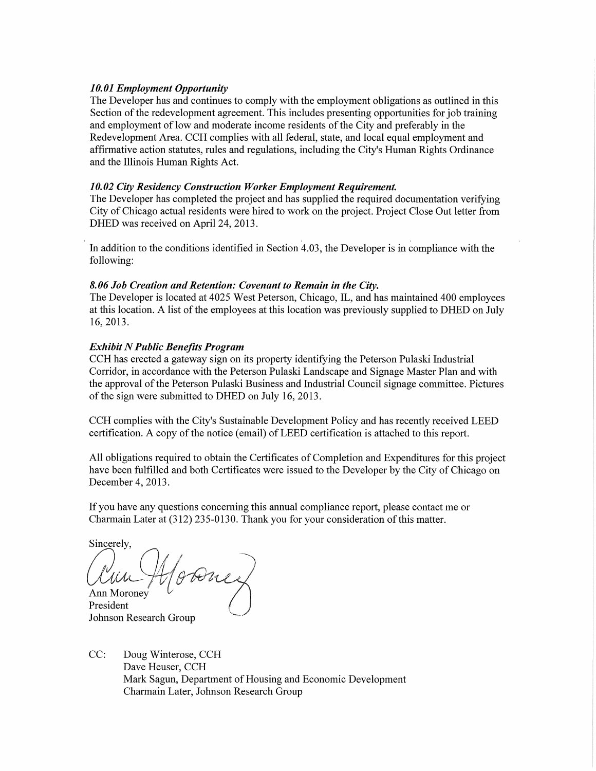***10.01 Employment Opportunity***

The Developer has and continues to comply with the employment obligations as outlined in this Section of the redevelopment agreement. This includes presenting opportunities for job training and employment of low and moderate income residents of the City and preferably in the Redevelopment Area. CCH complies with all federal, state, and local equal employment and affirmative action statutes, rules and regulations, including the City's Human Rights Ordinance and the Illinois Human Rights Act.

***10.02 City Residency Construction Worker Employment Requirement.***

The Developer has completed the project and has supplied the required documentation verifying City of Chicago actual residents were hired to work on the project. Project Close Out letter from DHED was received on April 24, 2013.

In addition to the conditions identified in Section 4.03, the Developer is in compliance with the following:

***8.06 Job Creation and Retention: Covenant to Remain in the City.***

The Developer is located at 4025 West Peterson, Chicago, IL, and has maintained 400 employees at this location. A list of the employees at this location was previously supplied to DHED on July 16, 2013.

***Exhibit N Public Benefits Program***

CCH has erected a gateway sign on its property identifying the Peterson Pulaski Industrial Corridor, in accordance with the Peterson Pulaski Landscape and Signage Master Plan and with the approval of the Peterson Pulaski Business and Industrial Council signage committee. Pictures of the sign were submitted to DHED on July 16, 2013.

CCH complies with the City's Sustainable Development Policy and has recently received LEED certification. A copy of the notice (email) of LEED certification is attached to this report.

All obligations required to obtain the Certificates of Completion and Expenditures for this project have been fulfilled and both Certificates were issued to the Developer by the City of Chicago on December 4, 2013.

If you have any questions concerning this annual compliance report, please contact me or Charmain Later at (312) 235-0130. Thank you for your consideration of this matter.

Sincerely,

Ann Moroney
President
Johnson Research Group

CC: Doug Winterose, CCH
Dave Heuser, CCH
Mark Sagun, Department of Housing and Economic Development
Charmain Later, Johnson Research Group